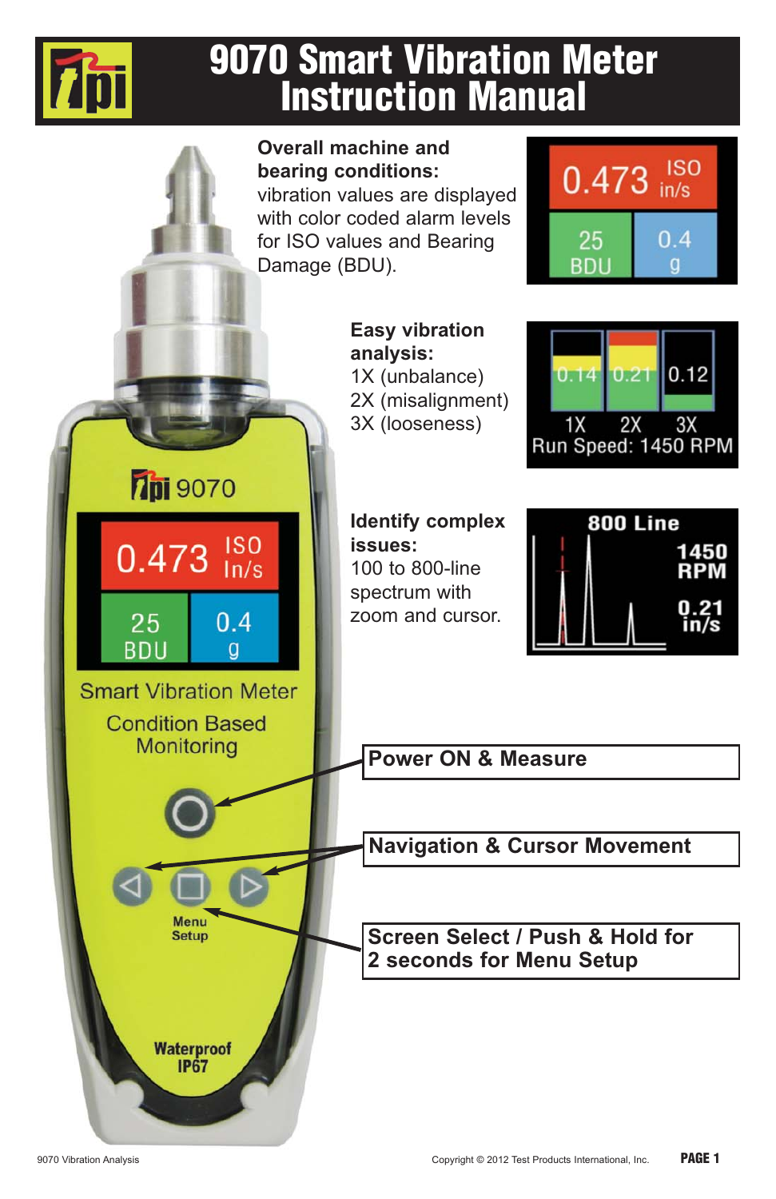# 9070 Smart Vibration Meter Instruction Manual

**Overall machine and bearing conditions:** vibration values are displayed with color coded alarm levels for ISO values and Bearing Damage (BDU).

**Easy vibration analysis:**
1X (unbalance)
2X (misalignment)
3X (looseness)

**Identify complex issues:**
100 to 800-line spectrum with zoom and cursor.

**Power ON & Measure**

**Navigation & Cursor Movement**

**Screen Select / Push & Hold for 2 seconds for Menu Setup**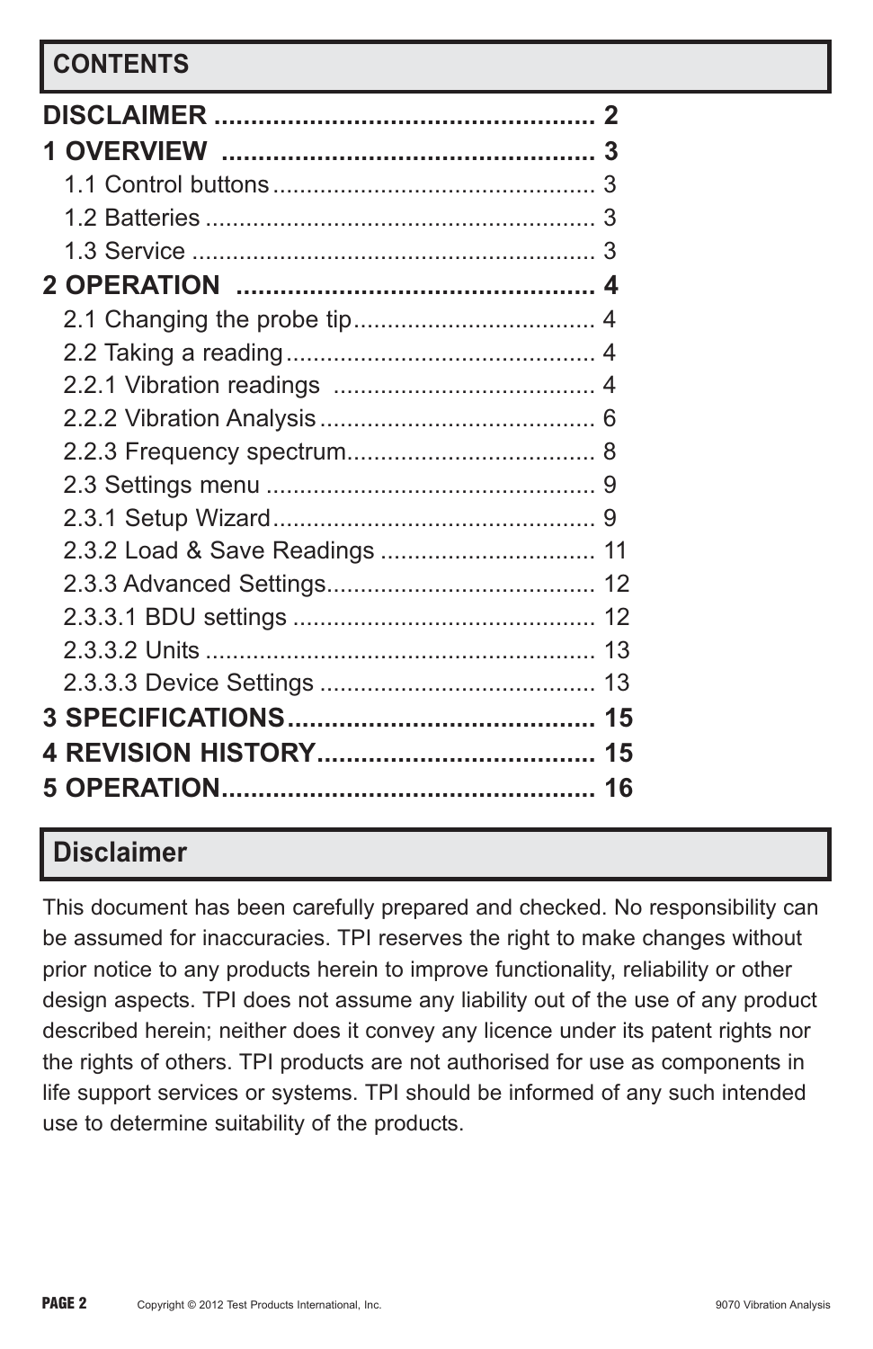## CONTENTS

**DISCLAIMER .................................................. 2**

**1 OVERVIEW .................................................. 3**

- 1.1 Control buttons ................................................ 3
- 1.2 Batteries .......................................................... 3
- 1.3 Service ............................................................ 3

**2 OPERATION ................................................ 4**

- 2.1 Changing the probe tip.................................... 4
- 2.2 Taking a reading.............................................. 4
- 2.2.1 Vibration readings ....................................... 4
- 2.2.2 Vibration Analysis......................................... 6
- 2.2.3 Frequency spectrum..................................... 8
- 2.3 Settings menu ................................................. 9
- 2.3.1 Setup Wizard................................................ 9
- 2.3.2 Load & Save Readings ................................ 11
- 2.3.3 Advanced Settings........................................ 12
- 2.3.3.1 BDU settings ............................................. 12
- 2.3.3.2 Units .......................................................... 13
- 2.3.3.3 Device Settings ......................................... 13

**3 SPECIFICATIONS.......................................... 15**

**4 REVISION HISTORY...................................... 15**

**5 OPERATION.................................................. 16**

## Disclaimer

This document has been carefully prepared and checked. No responsibility can be assumed for inaccuracies. TPI reserves the right to make changes without prior notice to any products herein to improve functionality, reliability or other design aspects. TPI does not assume any liability out of the use of any product described herein; neither does it convey any licence under its patent rights nor the rights of others. TPI products are not authorised for use as components in life support services or systems. TPI should be informed of any such intended use to determine suitability of the products.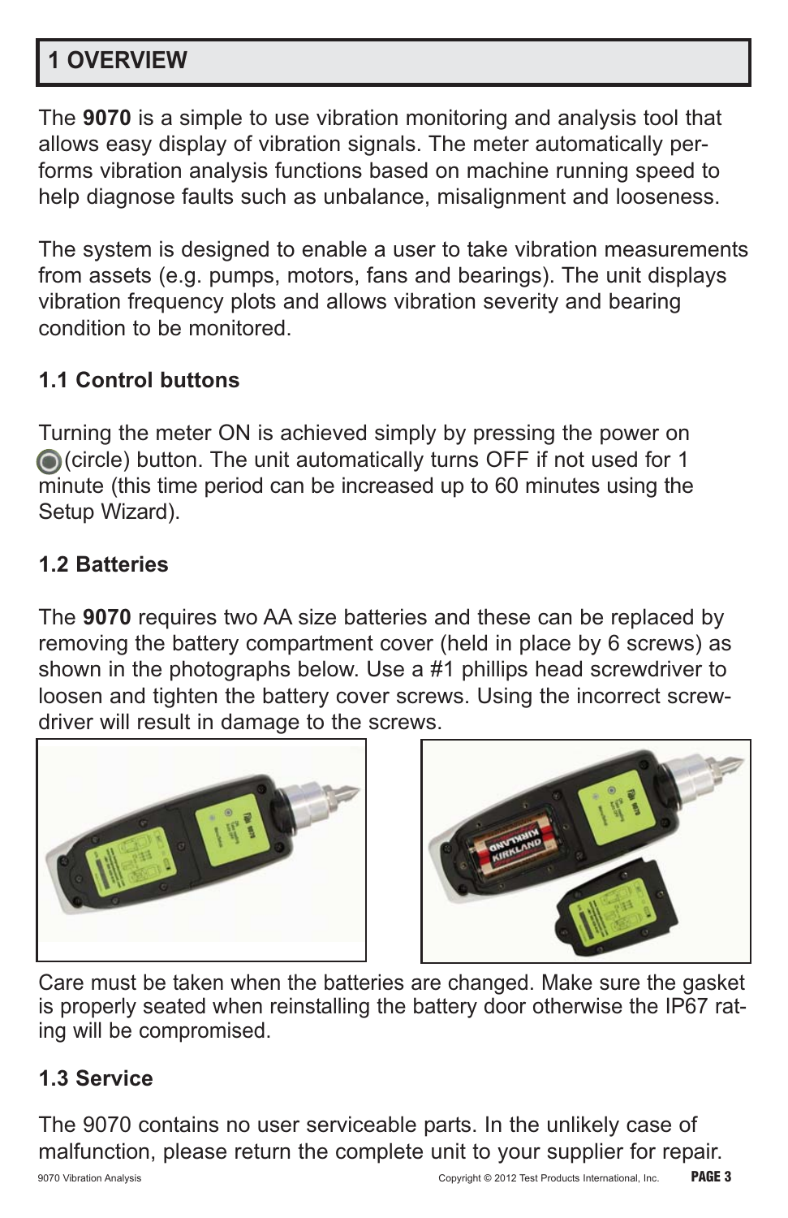# 1 OVERVIEW

The **9070** is a simple to use vibration monitoring and analysis tool that allows easy display of vibration signals. The meter automatically performs vibration analysis functions based on machine running speed to help diagnose faults such as unbalance, misalignment and looseness.

The system is designed to enable a user to take vibration measurements from assets (e.g. pumps, motors, fans and bearings). The unit displays vibration frequency plots and allows vibration severity and bearing condition to be monitored.

## 1.1 Control buttons

Turning the meter ON is achieved simply by pressing the power on (circle) button. The unit automatically turns OFF if not used for 1 minute (this time period can be increased up to 60 minutes using the Setup Wizard).

## 1.2 Batteries

The **9070** requires two AA size batteries and these can be replaced by removing the battery compartment cover (held in place by 6 screws) as shown in the photographs below. Use a #1 phillips head screwdriver to loosen and tighten the battery cover screws. Using the incorrect screwdriver will result in damage to the screws.

Care must be taken when the batteries are changed. Make sure the gasket is properly seated when reinstalling the battery door otherwise the IP67 rating will be compromised.

## 1.3 Service

The 9070 contains no user serviceable parts. In the unlikely case of malfunction, please return the complete unit to your supplier for repair.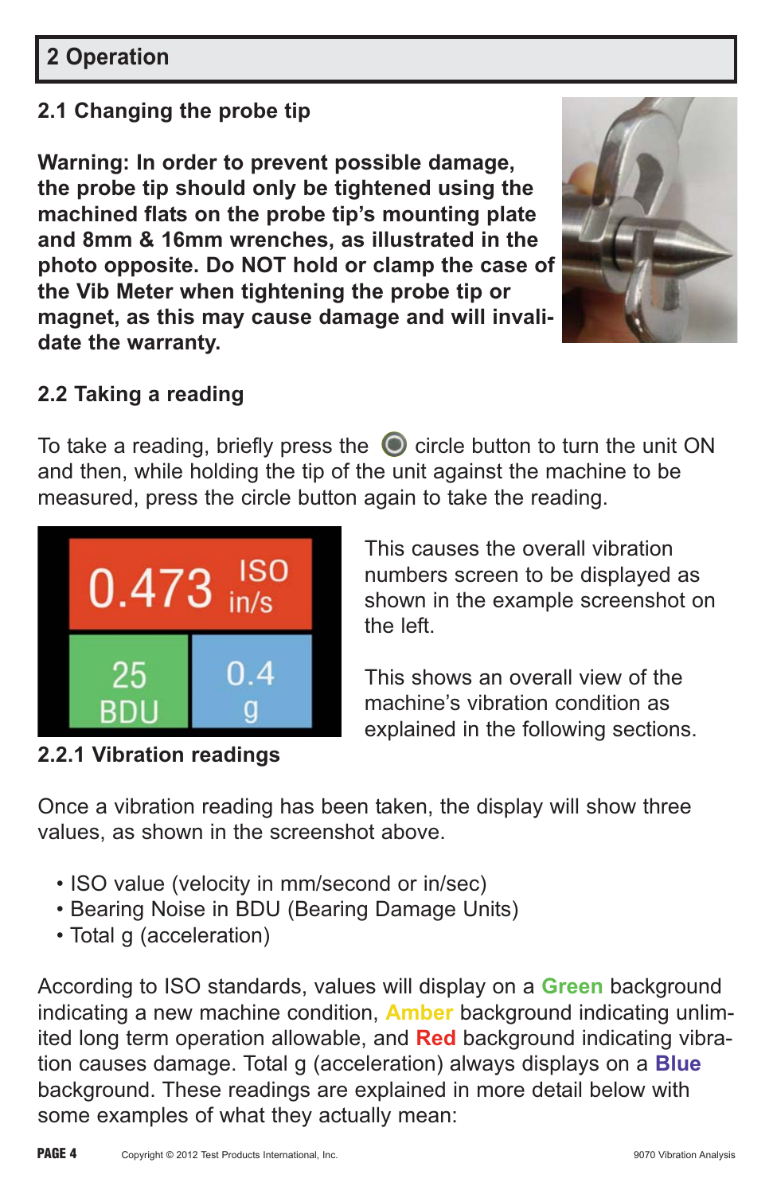## 2 Operation

### 2.1 Changing the probe tip

**Warning: In order to prevent possible damage, the probe tip should only be tightened using the machined flats on the probe tip's mounting plate and 8mm & 16mm wrenches, as illustrated in the photo opposite. Do NOT hold or clamp the case of the Vib Meter when tightening the probe tip or magnet, as this may cause damage and will invalidate the warranty.**

### 2.2 Taking a reading

To take a reading, briefly press the circle button to turn the unit ON and then, while holding the tip of the unit against the machine to be measured, press the circle button again to take the reading.

This causes the overall vibration numbers screen to be displayed as shown in the example screenshot on the left.

This shows an overall view of the machine's vibration condition as explained in the following sections.

#### 2.2.1 Vibration readings

Once a vibration reading has been taken, the display will show three values, as shown in the screenshot above.

- ISO value (velocity in mm/second or in/sec)
- Bearing Noise in BDU (Bearing Damage Units)
- Total g (acceleration)

According to ISO standards, values will display on a **Green** background indicating a new machine condition, **Amber** background indicating unlimited long term operation allowable, and **Red** background indicating vibration causes damage. Total g (acceleration) always displays on a **Blue** background. These readings are explained in more detail below with some examples of what they actually mean: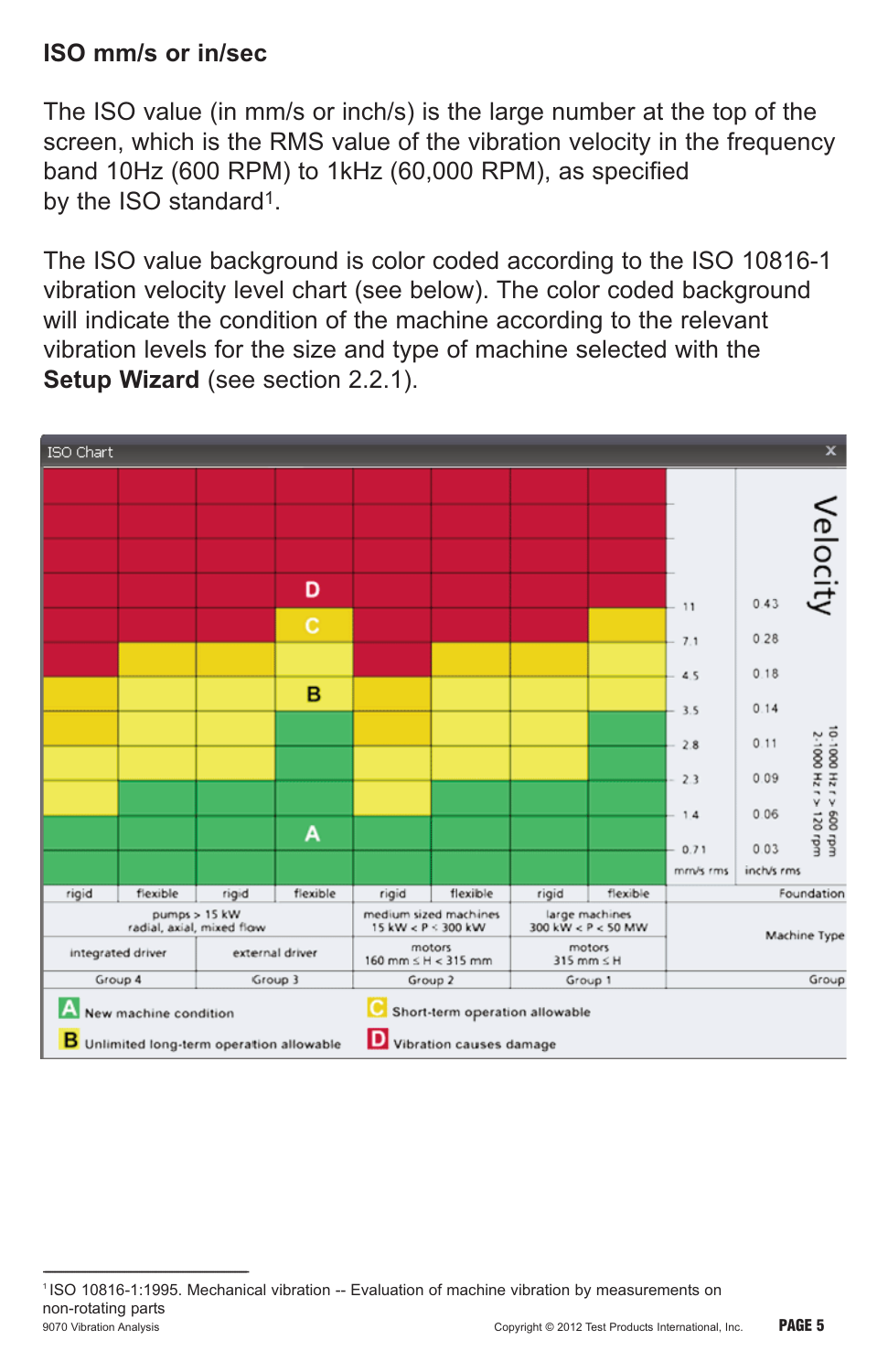## ISO mm/s or in/sec

The ISO value (in mm/s or inch/s) is the large number at the top of the screen, which is the RMS value of the vibration velocity in the frequency band 10Hz (600 RPM) to 1kHz (60,000 RPM), as specified by the ISO standard[1].

The ISO value background is color coded according to the ISO 10816-1 vibration velocity level chart (see below). The color coded background will indicate the condition of the machine according to the relevant vibration levels for the size and type of machine selected with the **Setup Wizard** (see section 2.2.1).

ISO Chart

| mm/s rms | inch/s rms | rigid | flexible | rigid | flexible | rigid | flexible | rigid | flexible |
|---|---|---|---|---|---|---|---|---|---|
| 11 | 0.43 | D | D | D | D | D | D | D | C |
| 7.1 | 0.28 | D | C | C | C | D | C | C | C |
| 4.5 | 0.18 | C | C | C | B | C | C | C | C |
| 3.5 | 0.14 | C | B | B | A | C | B | B | A |
| 2.8 | 0.11 | B | B | B | A | B | B | B | A |
| 2.3 | 0.09 | B | A | A | A | B | A | A | A |
| 1.4 | 0.06 | A | A | A | A | A | A | A | A |
| 0.71 | 0.03 | A | A | A | A | A | A | A | A |
| Foundation | | rigid | flexible | rigid | flexible | rigid | flexible | rigid | flexible |
| Machine Type | | pumps > 15 kW radial, axial, mixed flow | | | | medium sized machines 15 kW < P < 300 kW | | large machines 300 kW < P < 50 MW | |
| | | integrated driver | | external driver | | motors 160 mm ≤ H < 315 mm | | motors 315 mm ≤ H | |
| Group | | Group 4 | | Group 3 | | Group 2 | | Group 1 | |

Velocity — 10:1000 Hz r > 600 rpm; 2:1000 Hz r > 120 rpm

**A** New machine condition
**B** Unlimited long-term operation allowable
**C** Short-term operation allowable
**D** Vibration causes damage

---

[1] ISO 10816-1:1995. Mechanical vibration -- Evaluation of machine vibration by measurements on non-rotating parts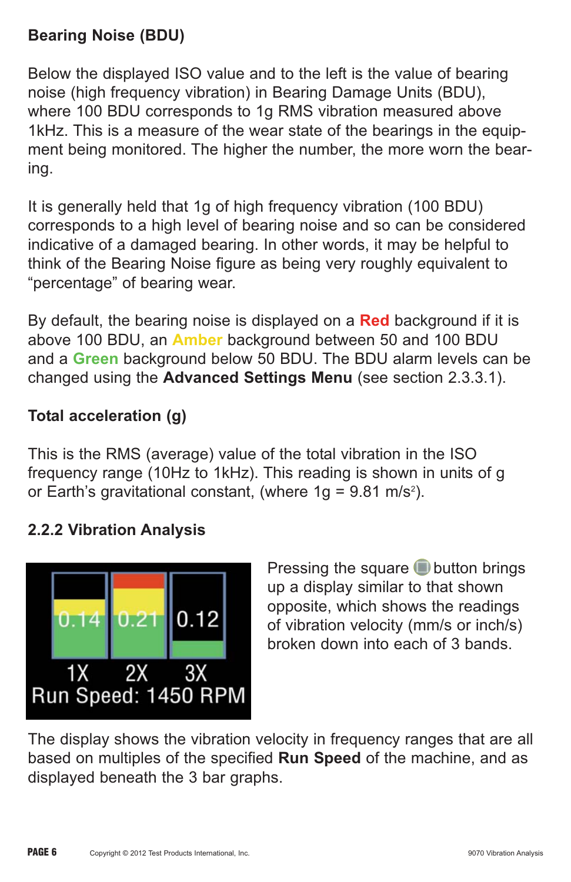**Bearing Noise (BDU)**

Below the displayed ISO value and to the left is the value of bearing noise (high frequency vibration) in Bearing Damage Units (BDU), where 100 BDU corresponds to 1g RMS vibration measured above 1kHz. This is a measure of the wear state of the bearings in the equipment being monitored. The higher the number, the more worn the bearing.

It is generally held that 1g of high frequency vibration (100 BDU) corresponds to a high level of bearing noise and so can be considered indicative of a damaged bearing. In other words, it may be helpful to think of the Bearing Noise figure as being very roughly equivalent to “percentage” of bearing wear.

By default, the bearing noise is displayed on a **Red** background if it is above 100 BDU, an **Amber** background between 50 and 100 BDU and a **Green** background below 50 BDU. The BDU alarm levels can be changed using the **Advanced Settings Menu** (see section 2.3.3.1).

**Total acceleration (g)**

This is the RMS (average) value of the total vibration in the ISO frequency range (10Hz to 1kHz). This reading is shown in units of g or Earth’s gravitational constant, (where 1g = 9.81 $m/s^2$).

## 2.2.2 Vibration Analysis

Pressing the square button brings up a display similar to that shown opposite, which shows the readings of vibration velocity (mm/s or inch/s) broken down into each of 3 bands.

The display shows the vibration velocity in frequency ranges that are all based on multiples of the specified **Run Speed** of the machine, and as displayed beneath the 3 bar graphs.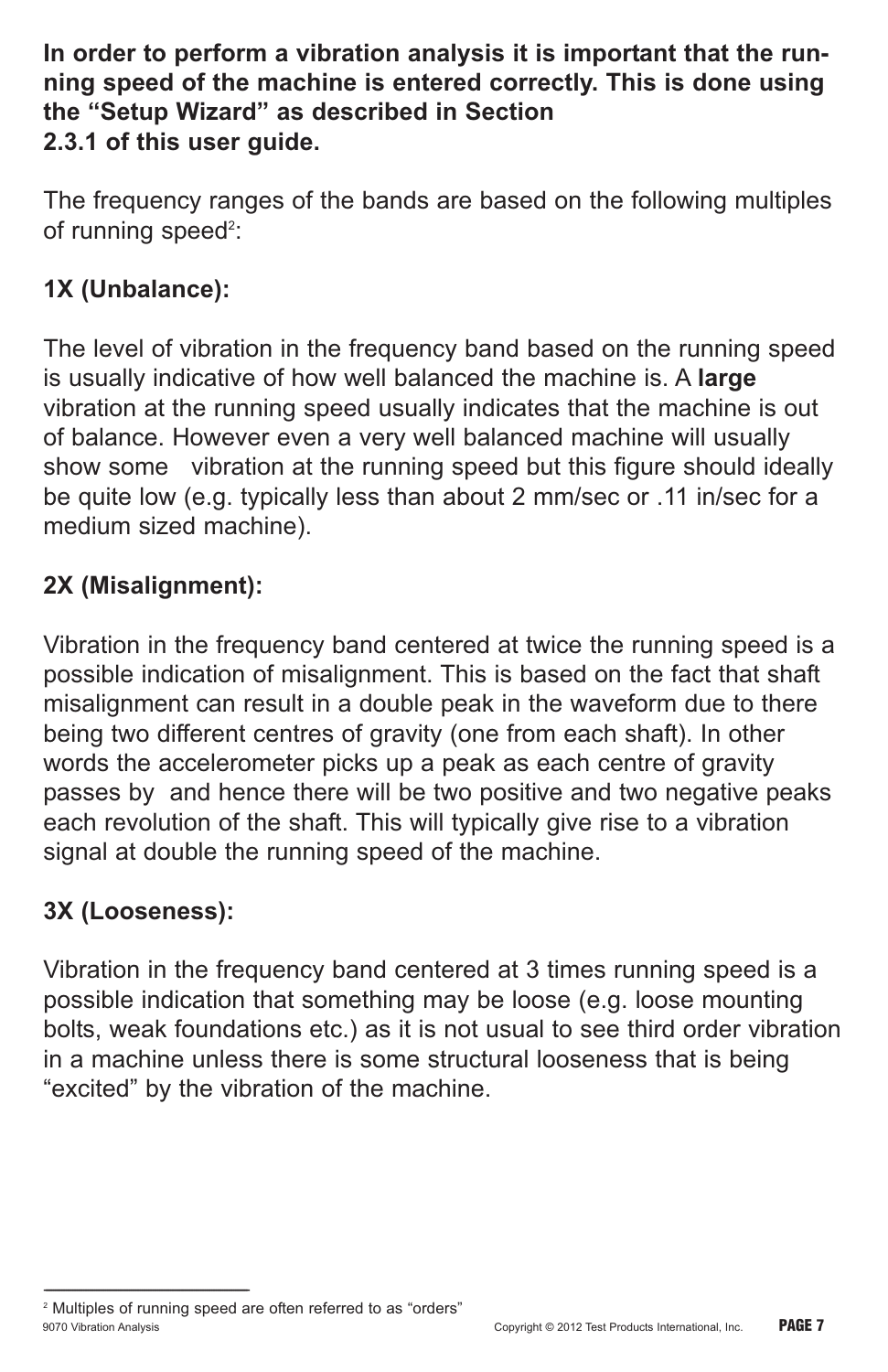**In order to perform a vibration analysis it is important that the running speed of the machine is entered correctly. This is done using the “Setup Wizard” as described in Section 2.3.1 of this user guide.**

The frequency ranges of the bands are based on the following multiples of running speed[2]:

**1X (Unbalance):**

The level of vibration in the frequency band based on the running speed is usually indicative of how well balanced the machine is. A **large** vibration at the running speed usually indicates that the machine is out of balance. However even a very well balanced machine will usually show some vibration at the running speed but this figure should ideally be quite low (e.g. typically less than about 2 mm/sec or .11 in/sec for a medium sized machine).

**2X (Misalignment):**

Vibration in the frequency band centered at twice the running speed is a possible indication of misalignment. This is based on the fact that shaft misalignment can result in a double peak in the waveform due to there being two different centres of gravity (one from each shaft). In other words the accelerometer picks up a peak as each centre of gravity passes by and hence there will be two positive and two negative peaks each revolution of the shaft. This will typically give rise to a vibration signal at double the running speed of the machine.

**3X (Looseness):**

Vibration in the frequency band centered at 3 times running speed is a possible indication that something may be loose (e.g. loose mounting bolts, weak foundations etc.) as it is not usual to see third order vibration in a machine unless there is some structural looseness that is being “excited” by the vibration of the machine.

---

[2] Multiples of running speed are often referred to as “orders”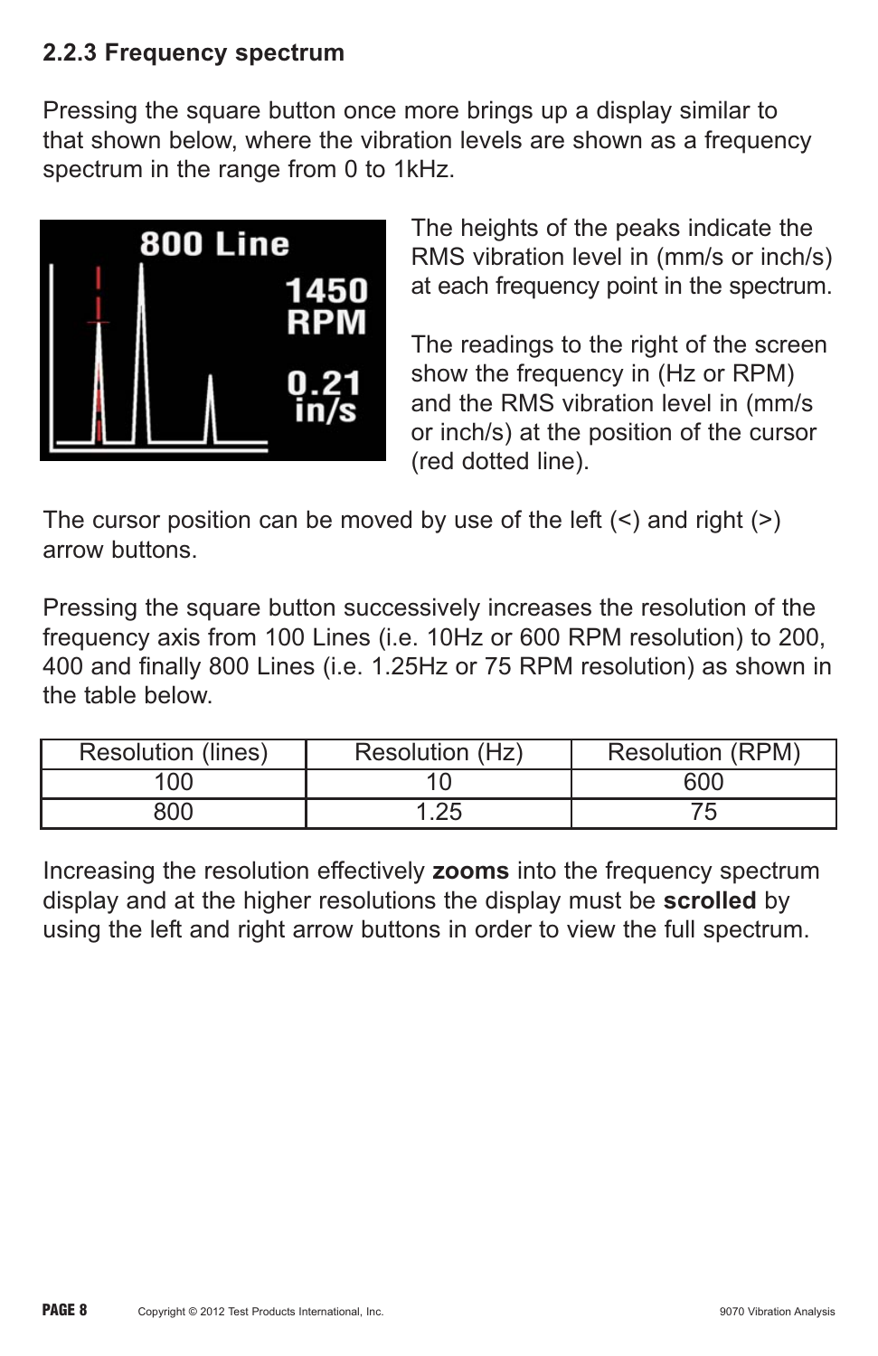### 2.2.3 Frequency spectrum

Pressing the square button once more brings up a display similar to that shown below, where the vibration levels are shown as a frequency spectrum in the range from 0 to 1kHz.

The heights of the peaks indicate the RMS vibration level in (mm/s or inch/s) at each frequency point in the spectrum.

The readings to the right of the screen show the frequency in (Hz or RPM) and the RMS vibration level in (mm/s or inch/s) at the position of the cursor (red dotted line).

The cursor position can be moved by use of the left (<) and right (>) arrow buttons.

Pressing the square button successively increases the resolution of the frequency axis from 100 Lines (i.e. 10Hz or 600 RPM resolution) to 200, 400 and finally 800 Lines (i.e. 1.25Hz or 75 RPM resolution) as shown in the table below.

| Resolution (lines) | Resolution (Hz) | Resolution (RPM) |
|---|---|---|
| 100 | 10 | 600 |
| 800 | 1.25 | 75 |

Increasing the resolution effectively **zooms** into the frequency spectrum display and at the higher resolutions the display must be **scrolled** by using the left and right arrow buttons in order to view the full spectrum.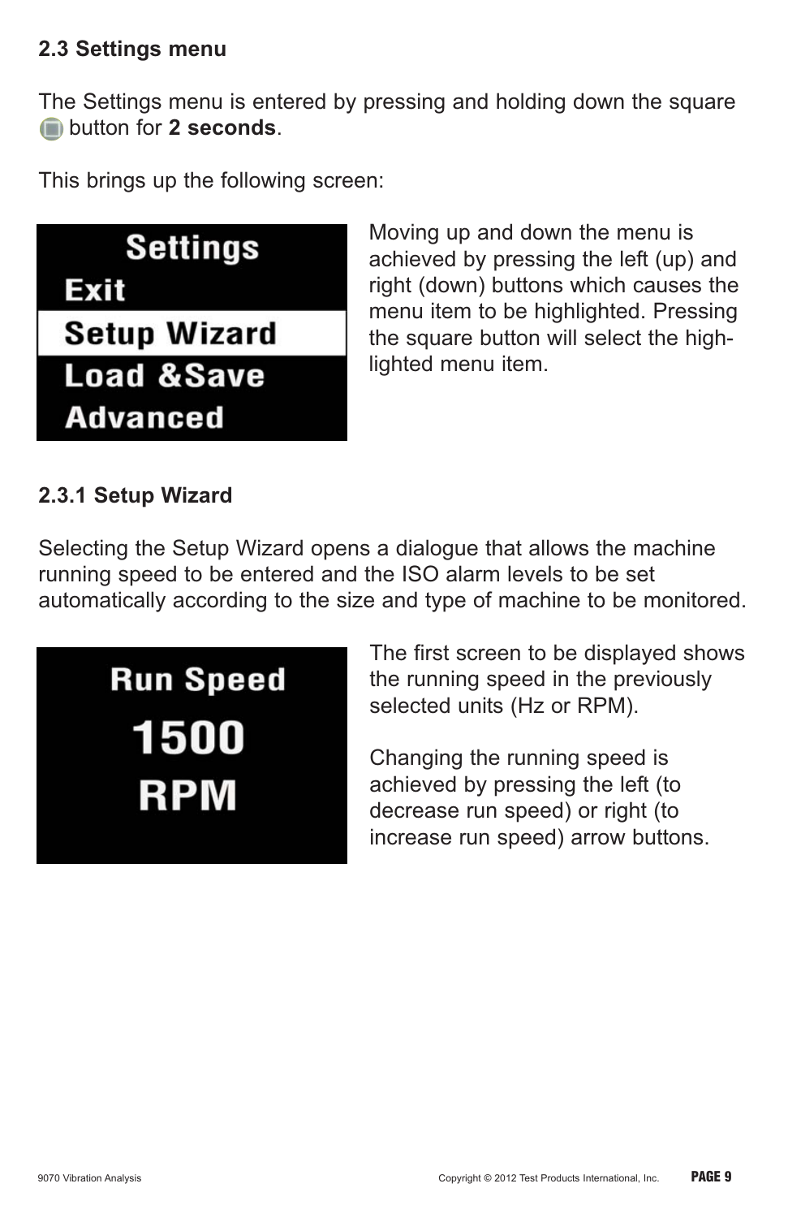## 2.3 Settings menu

The Settings menu is entered by pressing and holding down the square button for **2 seconds**.

This brings up the following screen:

Settings
Exit
Setup Wizard
Load &Save
Advanced

Moving up and down the menu is achieved by pressing the left (up) and right (down) buttons which causes the menu item to be highlighted. Pressing the square button will select the highlighted menu item.

### 2.3.1 Setup Wizard

Selecting the Setup Wizard opens a dialogue that allows the machine running speed to be entered and the ISO alarm levels to be set automatically according to the size and type of machine to be monitored.

Run Speed
1500
RPM

The first screen to be displayed shows the running speed in the previously selected units (Hz or RPM).

Changing the running speed is achieved by pressing the left (to decrease run speed) or right (to increase run speed) arrow buttons.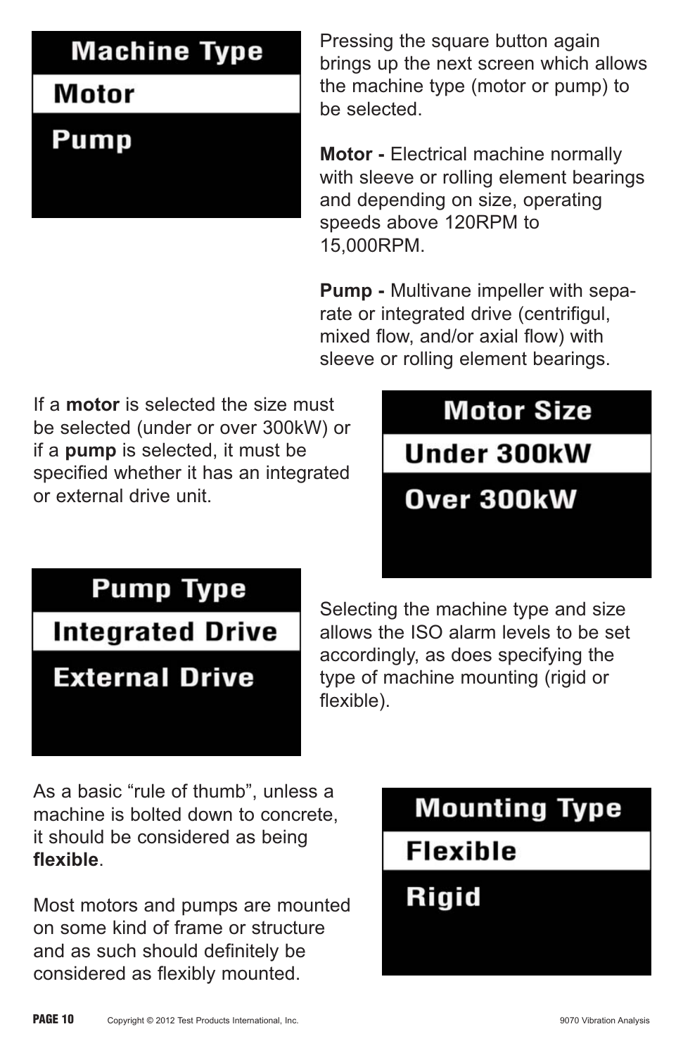**Machine Type**

**Motor**

**Pump**

Pressing the square button again brings up the next screen which allows the machine type (motor or pump) to be selected.

**Motor -** Electrical machine normally with sleeve or rolling element bearings and depending on size, operating speeds above 120RPM to 15,000RPM.

**Pump -** Multivane impeller with separate or integrated drive (centrifigul, mixed flow, and/or axial flow) with sleeve or rolling element bearings.

If a **motor** is selected the size must be selected (under or over 300kW) or if a **pump** is selected, it must be specified whether it has an integrated or external drive unit.

**Motor Size**

**Under 300kW**

**Over 300kW**

**Pump Type**

**Integrated Drive**

**External Drive**

Selecting the machine type and size allows the ISO alarm levels to be set accordingly, as does specifying the type of machine mounting (rigid or flexible).

As a basic "rule of thumb", unless a machine is bolted down to concrete, it should be considered as being **flexible**.

Most motors and pumps are mounted on some kind of frame or structure and as such should definitely be considered as flexibly mounted.

**Mounting Type**

**Flexible**

**Rigid**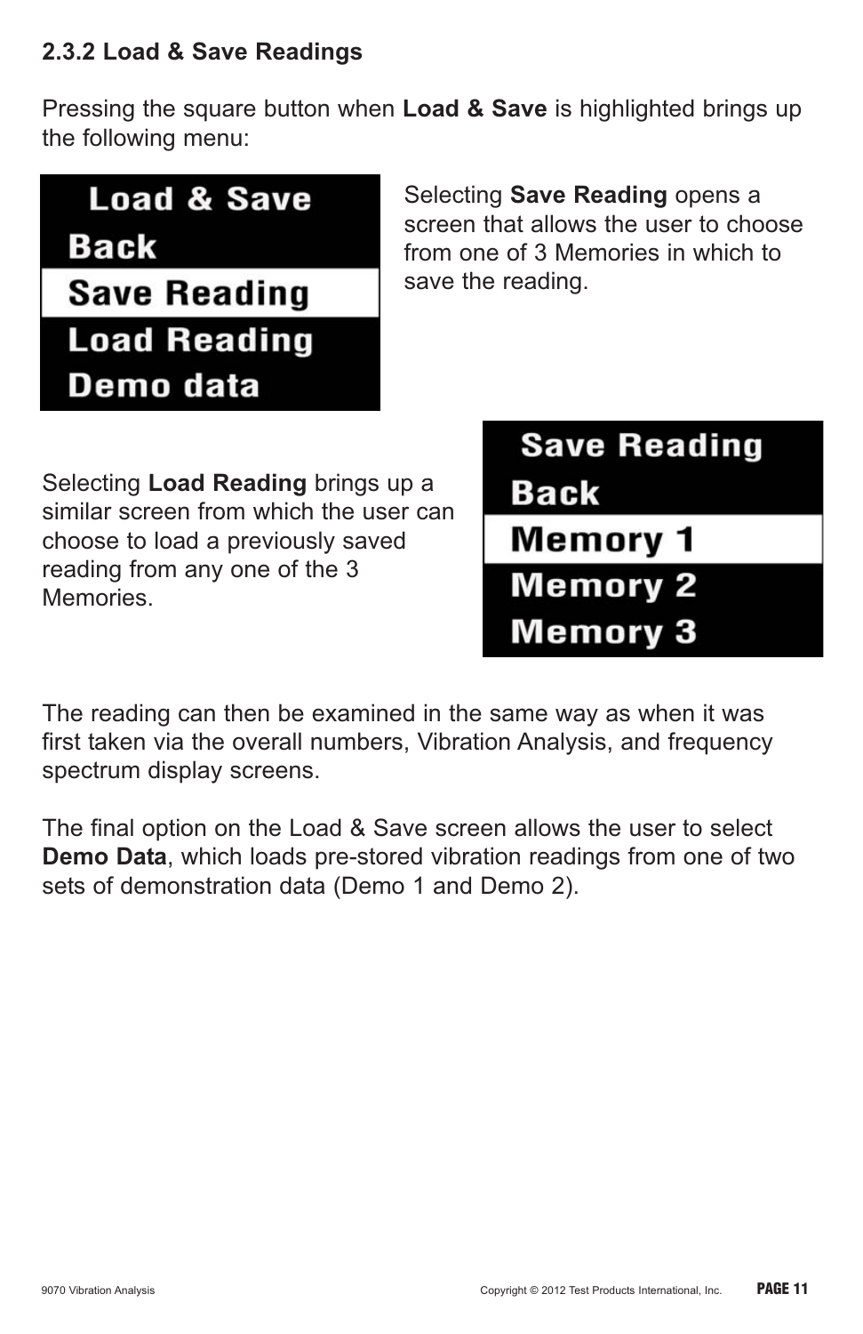### 2.3.2 Load & Save Readings

Pressing the square button when **Load & Save** is highlighted brings up the following menu:

Load & Save
Back
Save Reading
Load Reading
Demo data

Selecting **Save Reading** opens a screen that allows the user to choose from one of 3 Memories in which to save the reading.

Save Reading
Back
Memory 1
Memory 2
Memory 3

Selecting **Load Reading** brings up a similar screen from which the user can choose to load a previously saved reading from any one of the 3 Memories.

The reading can then be examined in the same way as when it was first taken via the overall numbers, Vibration Analysis, and frequency spectrum display screens.

The final option on the Load & Save screen allows the user to select **Demo Data**, which loads pre-stored vibration readings from one of two sets of demonstration data (Demo 1 and Demo 2).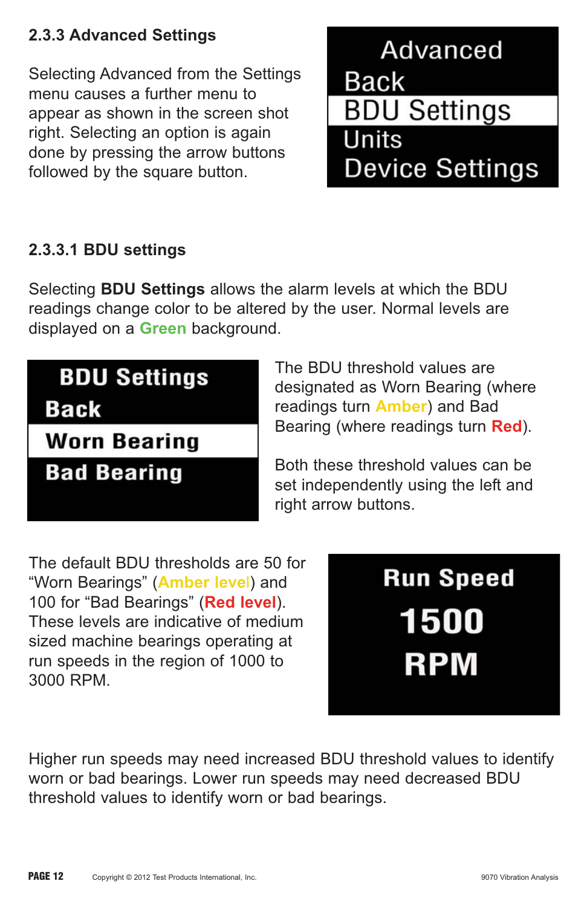### 2.3.3 Advanced Settings

Selecting Advanced from the Settings menu causes a further menu to appear as shown in the screen shot right. Selecting an option is again done by pressing the arrow buttons followed by the square button.

Advanced
Back
BDU Settings
Units
Device Settings

### 2.3.3.1 BDU settings

Selecting **BDU Settings** allows the alarm levels at which the BDU readings change color to be altered by the user. Normal levels are displayed on a **Green** background.

BDU Settings
Back
Worn Bearing
Bad Bearing

The BDU threshold values are designated as Worn Bearing (where readings turn **Amber**) and Bad Bearing (where readings turn **Red**).

Both these threshold values can be set independently using the left and right arrow buttons.

The default BDU thresholds are 50 for "Worn Bearings" (**Amber level**) and 100 for "Bad Bearings" (**Red level**). These levels are indicative of medium sized machine bearings operating at run speeds in the region of 1000 to 3000 RPM.

Run Speed
1500
RPM

Higher run speeds may need increased BDU threshold values to identify worn or bad bearings. Lower run speeds may need decreased BDU threshold values to identify worn or bad bearings.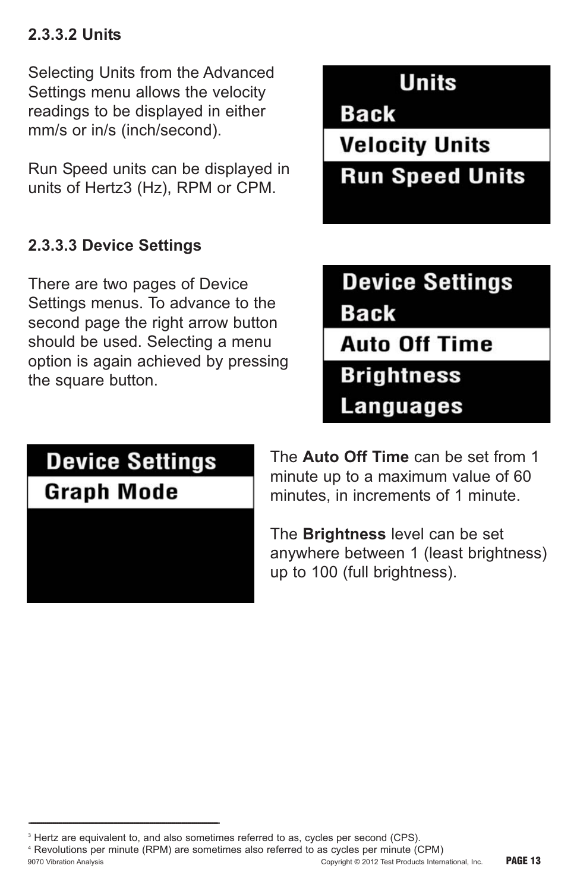### 2.3.3.2 Units

Selecting Units from the Advanced Settings menu allows the velocity readings to be displayed in either mm/s or in/s (inch/second).

Run Speed units can be displayed in units of Hertz[3] (Hz), RPM or CPM.

Units
Back
Velocity Units
Run Speed Units

### 2.3.3.3 Device Settings

There are two pages of Device Settings menus. To advance to the second page the right arrow button should be used. Selecting a menu option is again achieved by pressing the square button.

Device Settings
Back
Auto Off Time
Brightness
Languages

Device Settings
Graph Mode

The **Auto Off Time** can be set from 1 minute up to a maximum value of 60 minutes, in increments of 1 minute.

The **Brightness** level can be set anywhere between 1 (least brightness) up to 100 (full brightness).

---

[3] Hertz are equivalent to, and also sometimes referred to as, cycles per second (CPS).

[4] Revolutions per minute (RPM) are sometimes also referred to as cycles per minute (CPM)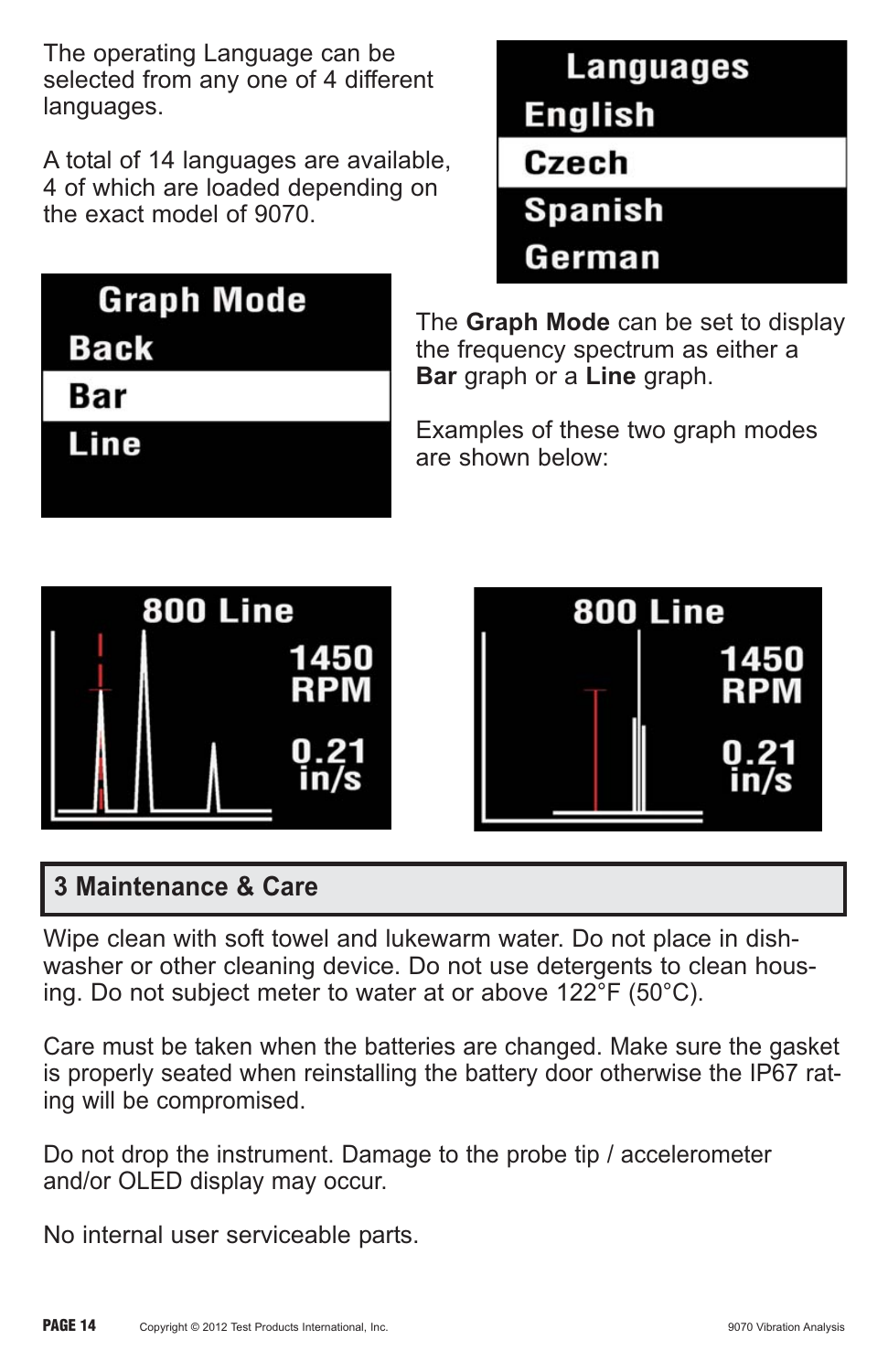The operating Language can be selected from any one of 4 different languages.

A total of 14 languages are available, 4 of which are loaded depending on the exact model of 9070.

Languages
English
Czech
Spanish
German

Graph Mode
Back
Bar
Line

The **Graph Mode** can be set to display the frequency spectrum as either a **Bar** graph or a **Line** graph.

Examples of these two graph modes are shown below:

800 Line
1450 RPM
0.21 in/s

800 Line
1450 RPM
0.21 in/s

## 3 Maintenance & Care

Wipe clean with soft towel and lukewarm water. Do not place in dish-washer or other cleaning device. Do not use detergents to clean housing. Do not subject meter to water at or above 122°F (50°C).

Care must be taken when the batteries are changed. Make sure the gasket is properly seated when reinstalling the battery door otherwise the IP67 rating will be compromised.

Do not drop the instrument. Damage to the probe tip / accelerometer and/or OLED display may occur.

No internal user serviceable parts.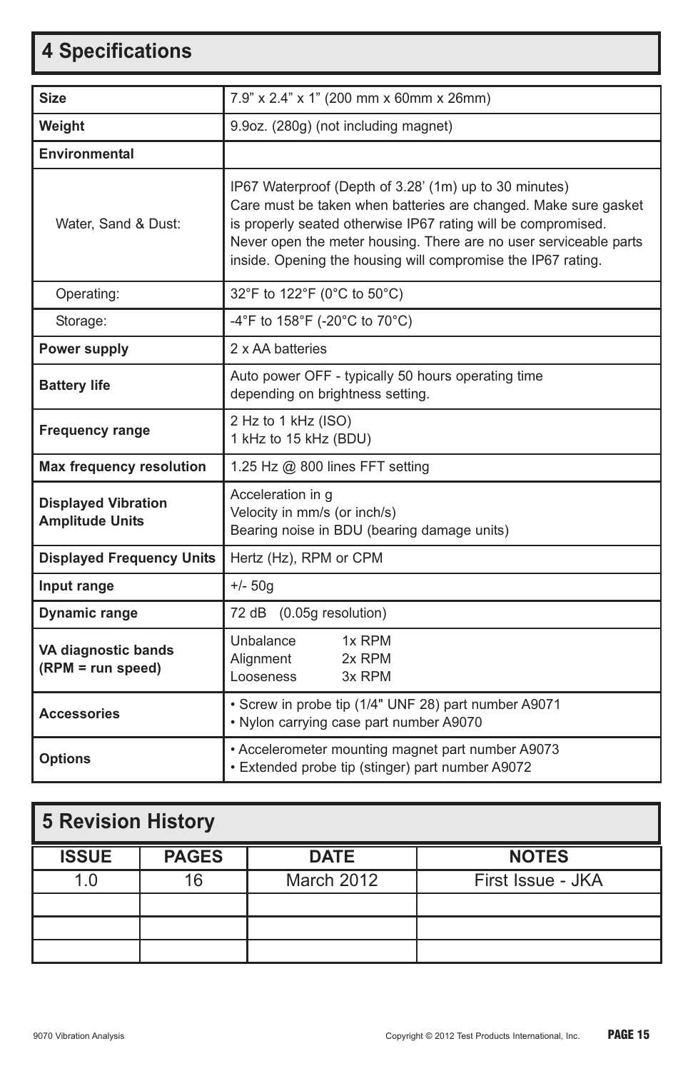## 4 Specifications

| | |
|---|---|
| **Size** | 7.9” x 2.4” x 1” (200 mm x 60mm x 26mm) |
| **Weight** | 9.9oz. (280g) (not including magnet) |
| **Environmental** | |
| Water, Sand & Dust: | IP67 Waterproof (Depth of 3.28’ (1m) up to 30 minutes)<br>Care must be taken when batteries are changed. Make sure gasket is properly seated otherwise IP67 rating will be compromised.<br>Never open the meter housing. There are no user serviceable parts inside. Opening the housing will compromise the IP67 rating. |
| Operating: | 32°F to 122°F (0°C to 50°C) |
| Storage: | -4°F to 158°F (-20°C to 70°C) |
| **Power supply** | 2 x AA batteries |
| **Battery life** | Auto power OFF - typically 50 hours operating time depending on brightness setting. |
| **Frequency range** | 2 Hz to 1 kHz (ISO)<br>1 kHz to 15 kHz (BDU) |
| **Max frequency resolution** | 1.25 Hz @ 800 lines FFT setting |
| **Displayed Vibration Amplitude Units** | Acceleration in g<br>Velocity in mm/s (or inch/s)<br>Bearing noise in BDU (bearing damage units) |
| **Displayed Frequency Units** | Hertz (Hz), RPM or CPM |
| **Input range** | +/- 50g |
| **Dynamic range** | 72 dB (0.05g resolution) |
| **VA diagnostic bands (RPM = run speed)** | Unbalance 1x RPM<br>Alignment 2x RPM<br>Looseness 3x RPM |
| **Accessories** | • Screw in probe tip (1/4" UNF 28) part number A9071<br>• Nylon carrying case part number A9070 |
| **Options** | • Accelerometer mounting magnet part number A9073<br>• Extended probe tip (stinger) part number A9072 |

## 5 Revision History

| ISSUE | PAGES | DATE | NOTES |
|---|---|---|---|
| 1.0 | 16 | March 2012 | First Issue - JKA |
| | | | |
| | | | |
| | | | |

9070 Vibration Analysis Copyright © 2012 Test Products International, Inc.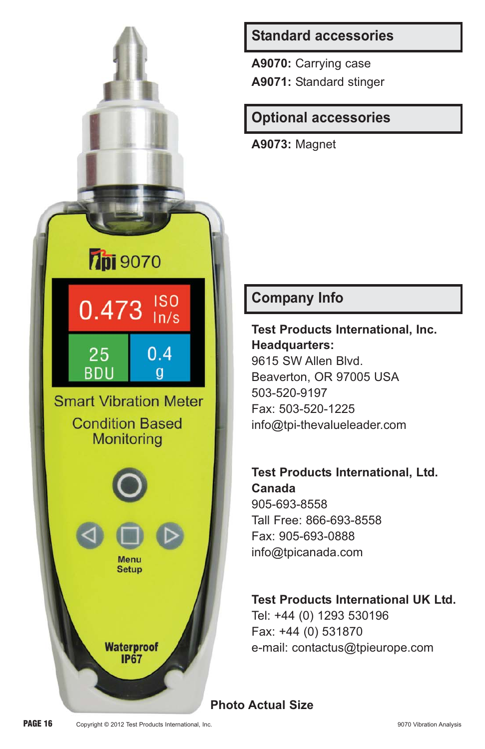## Standard accessories

**A9070:** Carrying case
**A9071:** Standard stinger

## Optional accessories

**A9073:** Magnet

## Company Info

**Test Products International, Inc.**
**Headquarters:**
9615 SW Allen Blvd.
Beaverton, OR 97005 USA
503-520-9197
Fax: 503-520-1225
info@tpi-thevalueleader.com

**Test Products International, Ltd.**
**Canada**
905-693-8558
Tall Free: 866-693-8558
Fax: 905-693-0888
info@tpicanada.com

**Test Products International UK Ltd.**
Tel: +44 (0) 1293 530196
Fax: +44 (0) 531870
e-mail: contactus@tpieurope.com

**Photo Actual Size**

Copyright © 2012 Test Products International, Inc.